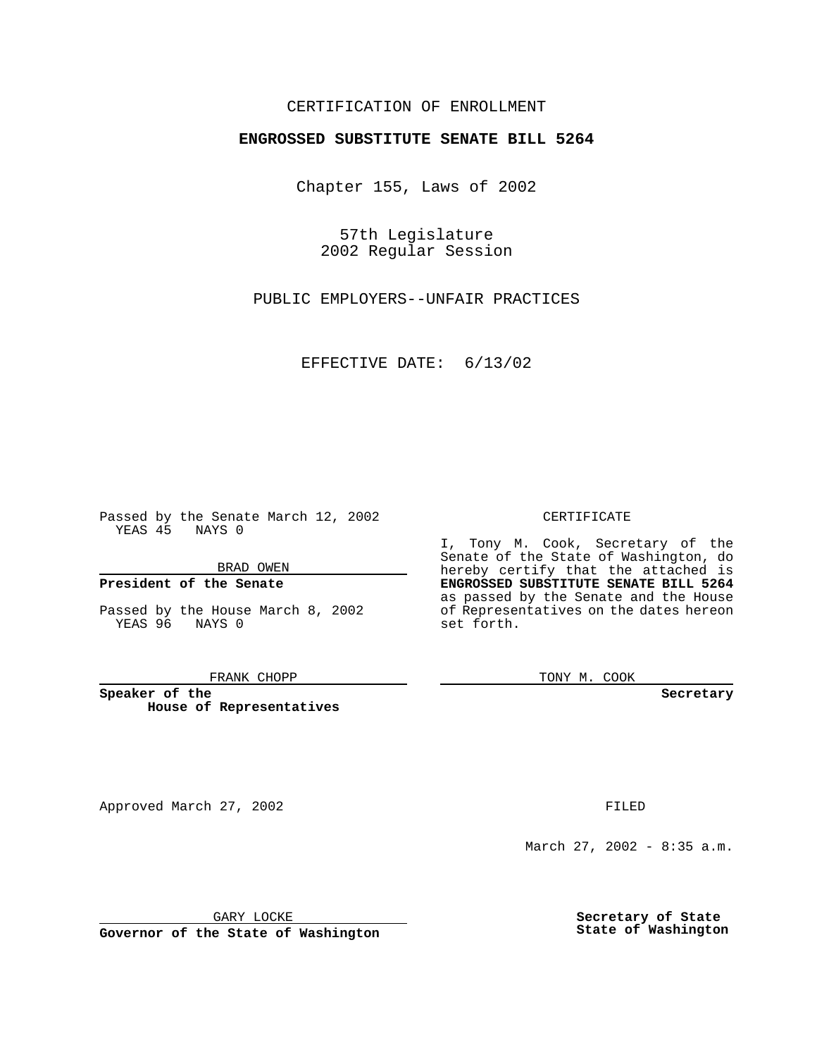CERTIFICATION OF ENROLLMENT

**ENGROSSED SUBSTITUTE SENATE BILL 5264**

Chapter 155, Laws of 2002

57th Legislature
2002 Regular Session

PUBLIC EMPLOYERS--UNFAIR PRACTICES

EFFECTIVE DATE: 6/13/02

Passed by the Senate March 12, 2002
YEAS 45 NAYS 0

BRAD OWEN

**President of the Senate**

Passed by the House March 8, 2002
YEAS 96 NAYS 0

FRANK CHOPP

**Speaker of the House of Representatives**

CERTIFICATE

I, Tony M. Cook, Secretary of the Senate of the State of Washington, do hereby certify that the attached is **ENGROSSED SUBSTITUTE SENATE BILL 5264** as passed by the Senate and the House of Representatives on the dates hereon set forth.

TONY M. COOK

**Secretary**

Approved March 27, 2002

GARY LOCKE

**Governor of the State of Washington**

FILED

March 27, 2002 - 8:35 a.m.

**Secretary of State**
**State of Washington**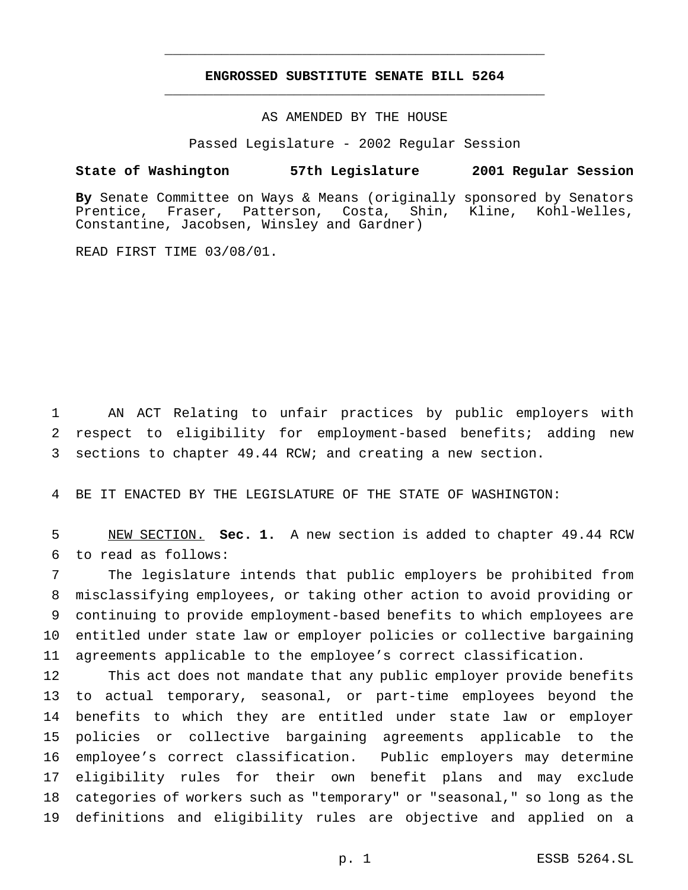# ENGROSSED SUBSTITUTE SENATE BILL 5264

AS AMENDED BY THE HOUSE

Passed Legislature - 2002 Regular Session

**State of Washington 57th Legislature 2001 Regular Session**

**By** Senate Committee on Ways & Means (originally sponsored by Senators Prentice, Fraser, Patterson, Costa, Shin, Kline, Kohl-Welles, Constantine, Jacobsen, Winsley and Gardner)

READ FIRST TIME 03/08/01.

AN ACT Relating to unfair practices by public employers with respect to eligibility for employment-based benefits; adding new sections to chapter 49.44 RCW; and creating a new section.

BE IT ENACTED BY THE LEGISLATURE OF THE STATE OF WASHINGTON:

NEW SECTION. **Sec. 1.** A new section is added to chapter 49.44 RCW to read as follows:

The legislature intends that public employers be prohibited from misclassifying employees, or taking other action to avoid providing or continuing to provide employment-based benefits to which employees are entitled under state law or employer policies or collective bargaining agreements applicable to the employee's correct classification.

This act does not mandate that any public employer provide benefits to actual temporary, seasonal, or part-time employees beyond the benefits to which they are entitled under state law or employer policies or collective bargaining agreements applicable to the employee's correct classification. Public employers may determine eligibility rules for their own benefit plans and may exclude categories of workers such as "temporary" or "seasonal," so long as the definitions and eligibility rules are objective and applied on a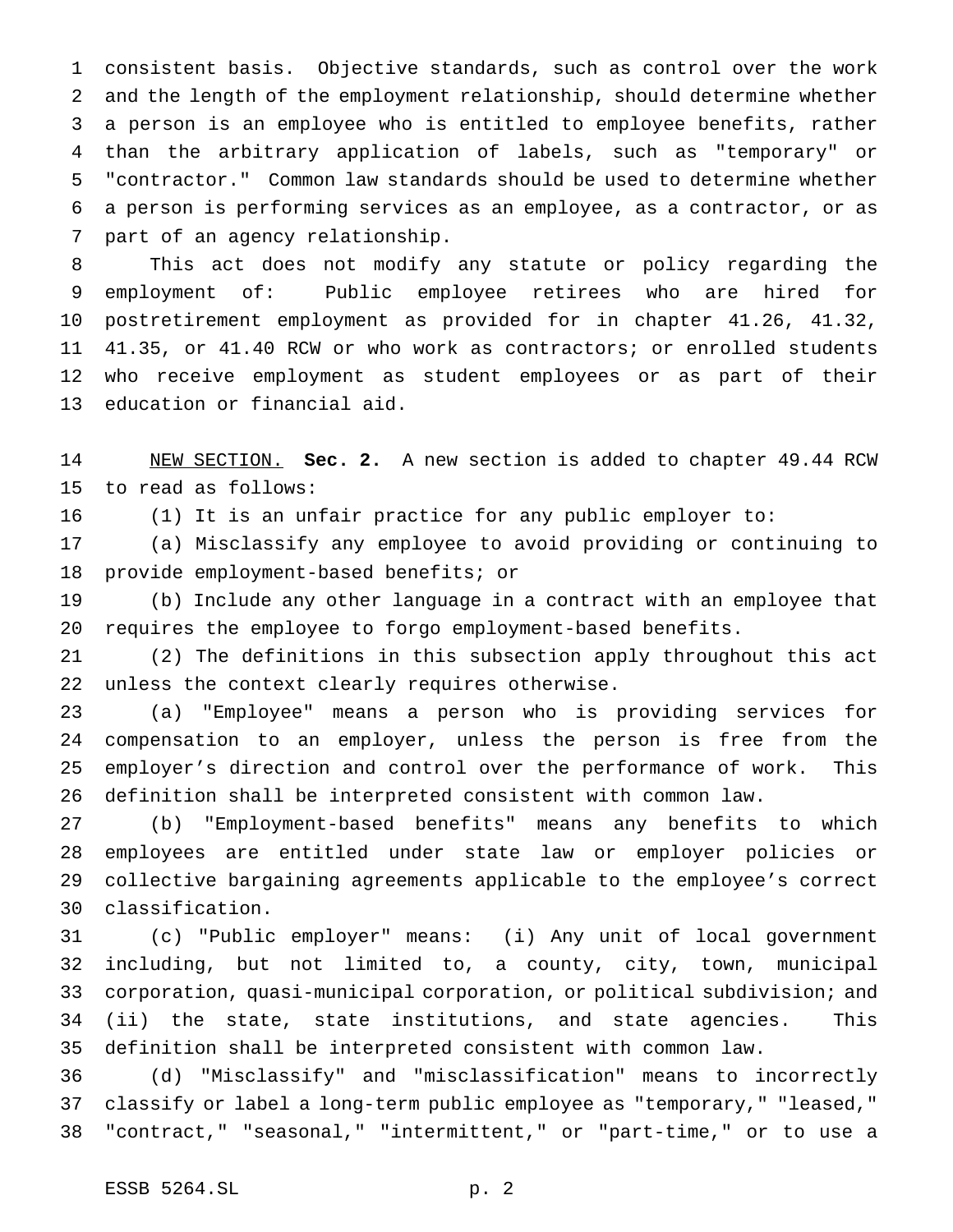consistent basis. Objective standards, such as control over the work and the length of the employment relationship, should determine whether a person is an employee who is entitled to employee benefits, rather than the arbitrary application of labels, such as "temporary" or "contractor." Common law standards should be used to determine whether a person is performing services as an employee, as a contractor, or as part of an agency relationship.

This act does not modify any statute or policy regarding the employment of: Public employee retirees who are hired for postretirement employment as provided for in chapter 41.26, 41.32, 41.35, or 41.40 RCW or who work as contractors; or enrolled students who receive employment as student employees or as part of their education or financial aid.

NEW SECTION. **Sec. 2.** A new section is added to chapter 49.44 RCW to read as follows:

(1) It is an unfair practice for any public employer to:

(a) Misclassify any employee to avoid providing or continuing to provide employment-based benefits; or

(b) Include any other language in a contract with an employee that requires the employee to forgo employment-based benefits.

(2) The definitions in this subsection apply throughout this act unless the context clearly requires otherwise.

(a) "Employee" means a person who is providing services for compensation to an employer, unless the person is free from the employer's direction and control over the performance of work. This definition shall be interpreted consistent with common law.

(b) "Employment-based benefits" means any benefits to which employees are entitled under state law or employer policies or collective bargaining agreements applicable to the employee's correct classification.

(c) "Public employer" means: (i) Any unit of local government including, but not limited to, a county, city, town, municipal corporation, quasi-municipal corporation, or political subdivision; and (ii) the state, state institutions, and state agencies. This definition shall be interpreted consistent with common law.

(d) "Misclassify" and "misclassification" means to incorrectly classify or label a long-term public employee as "temporary," "leased," "contract," "seasonal," "intermittent," or "part-time," or to use a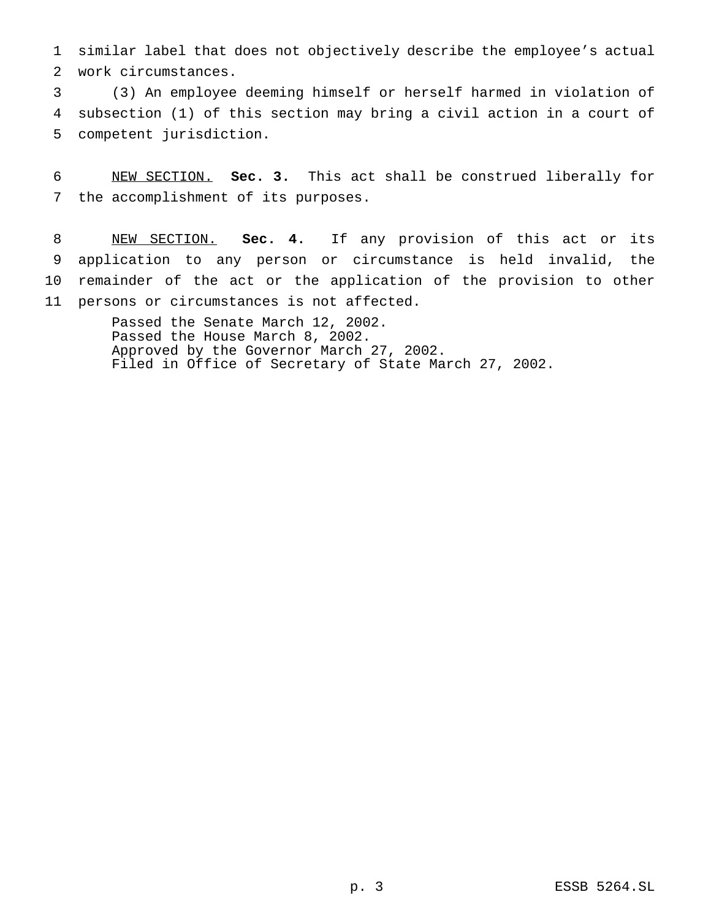similar label that does not objectively describe the employee's actual work circumstances.

(3) An employee deeming himself or herself harmed in violation of subsection (1) of this section may bring a civil action in a court of competent jurisdiction.

NEW SECTION. **Sec. 3.** This act shall be construed liberally for the accomplishment of its purposes.

NEW SECTION. **Sec. 4.** If any provision of this act or its application to any person or circumstance is held invalid, the remainder of the act or the application of the provision to other persons or circumstances is not affected.

Passed the Senate March 12, 2002.
Passed the House March 8, 2002.
Approved by the Governor March 27, 2002.
Filed in Office of Secretary of State March 27, 2002.